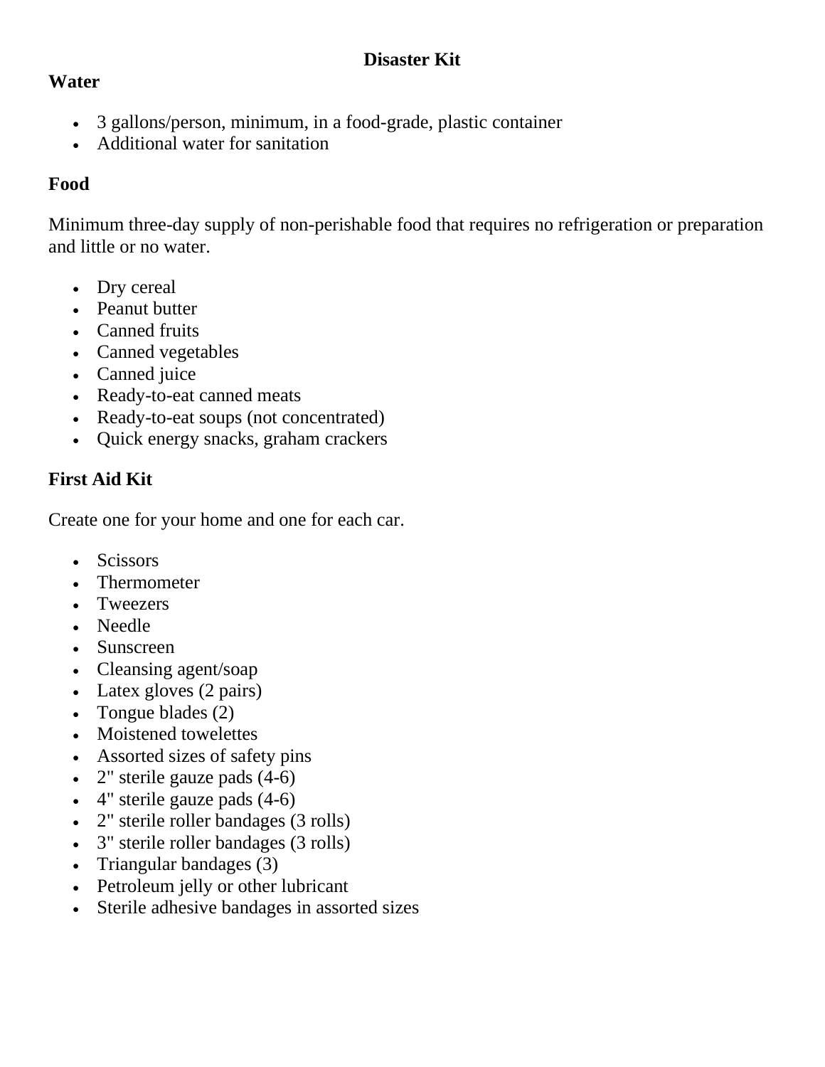# Disaster Kit

## Water

- 3 gallons/person, minimum, in a food-grade, plastic container
- Additional water for sanitation

## Food

Minimum three-day supply of non-perishable food that requires no refrigeration or preparation and little or no water.

- Dry cereal
- Peanut butter
- Canned fruits
- Canned vegetables
- Canned juice
- Ready-to-eat canned meats
- Ready-to-eat soups (not concentrated)
- Quick energy snacks, graham crackers

## First Aid Kit

Create one for your home and one for each car.

- Scissors
- Thermometer
- Tweezers
- Needle
- Sunscreen
- Cleansing agent/soap
- Latex gloves (2 pairs)
- Tongue blades (2)
- Moistened towelettes
- Assorted sizes of safety pins
- 2" sterile gauze pads (4-6)
- 4" sterile gauze pads (4-6)
- 2" sterile roller bandages (3 rolls)
- 3" sterile roller bandages (3 rolls)
- Triangular bandages (3)
- Petroleum jelly or other lubricant
- Sterile adhesive bandages in assorted sizes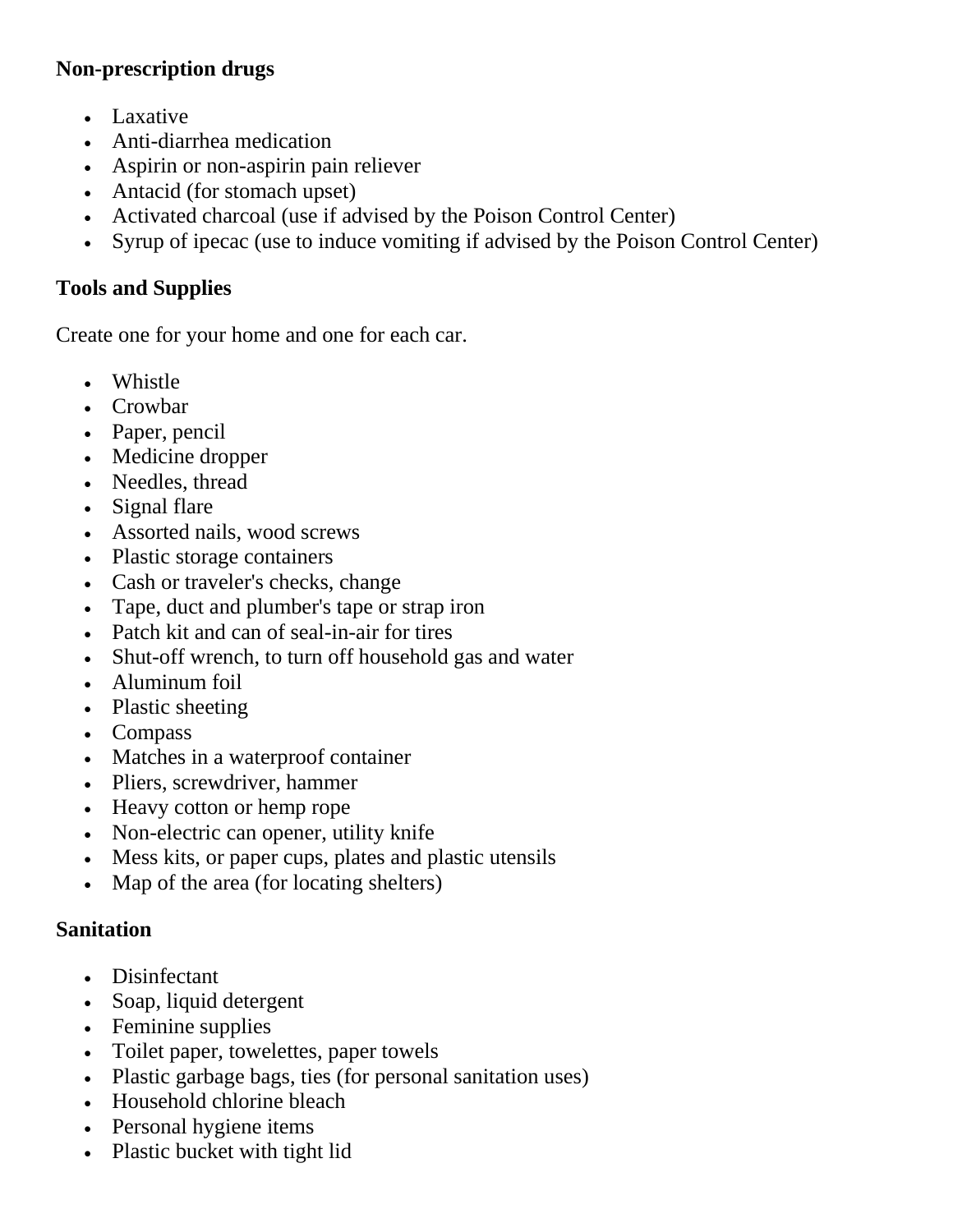**Non-prescription drugs**

- Laxative
- Anti-diarrhea medication
- Aspirin or non-aspirin pain reliever
- Antacid (for stomach upset)
- Activated charcoal (use if advised by the Poison Control Center)
- Syrup of ipecac (use to induce vomiting if advised by the Poison Control Center)

**Tools and Supplies**

Create one for your home and one for each car.

- Whistle
- Crowbar
- Paper, pencil
- Medicine dropper
- Needles, thread
- Signal flare
- Assorted nails, wood screws
- Plastic storage containers
- Cash or traveler's checks, change
- Tape, duct and plumber's tape or strap iron
- Patch kit and can of seal-in-air for tires
- Shut-off wrench, to turn off household gas and water
- Aluminum foil
- Plastic sheeting
- Compass
- Matches in a waterproof container
- Pliers, screwdriver, hammer
- Heavy cotton or hemp rope
- Non-electric can opener, utility knife
- Mess kits, or paper cups, plates and plastic utensils
- Map of the area (for locating shelters)

**Sanitation**

- Disinfectant
- Soap, liquid detergent
- Feminine supplies
- Toilet paper, towelettes, paper towels
- Plastic garbage bags, ties (for personal sanitation uses)
- Household chlorine bleach
- Personal hygiene items
- Plastic bucket with tight lid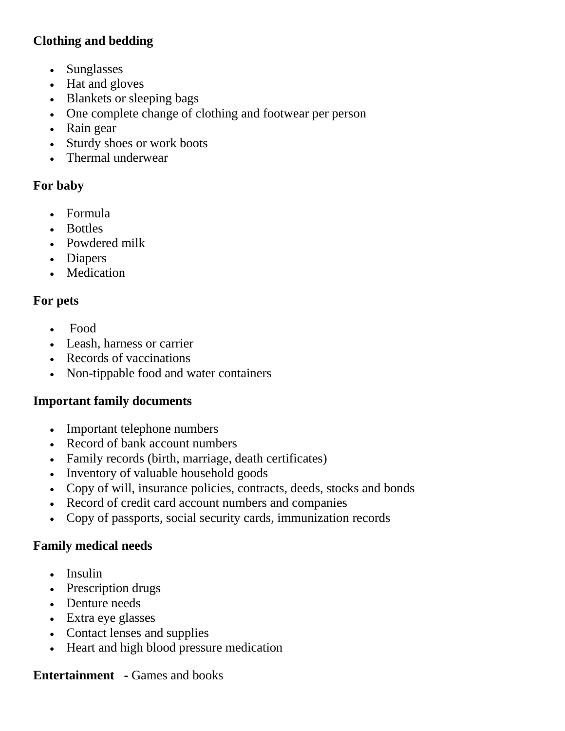**Clothing and bedding**

- Sunglasses
- Hat and gloves
- Blankets or sleeping bags
- One complete change of clothing and footwear per person
- Rain gear
- Sturdy shoes or work boots
- Thermal underwear

**For baby**

- Formula
- Bottles
- Powdered milk
- Diapers
- Medication

**For pets**

- Food
- Leash, harness or carrier
- Records of vaccinations
- Non-tippable food and water containers

**Important family documents**

- Important telephone numbers
- Record of bank account numbers
- Family records (birth, marriage, death certificates)
- Inventory of valuable household goods
- Copy of will, insurance policies, contracts, deeds, stocks and bonds
- Record of credit card account numbers and companies
- Copy of passports, social security cards, immunization records

**Family medical needs**

- Insulin
- Prescription drugs
- Denture needs
- Extra eye glasses
- Contact lenses and supplies
- Heart and high blood pressure medication

**Entertainment -** Games and books